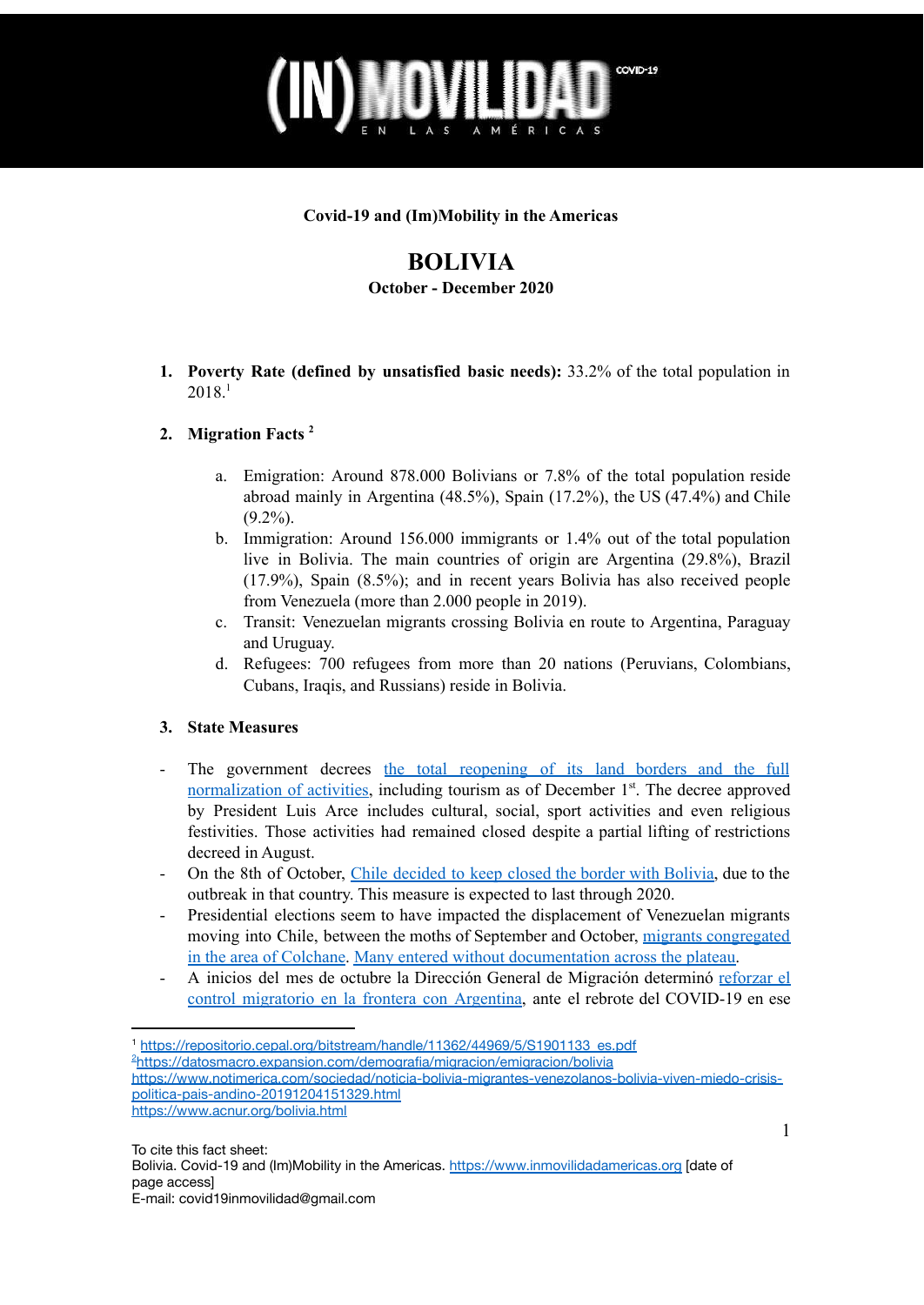**Covid-19 and (Im)Mobility in the Americas**

# BOLIVIA

**October - December 2020**

1. **Poverty Rate (defined by unsatisfied basic needs):** 33.2% of the total population in 2018.[1]

2. **Migration Facts** [2]

   a. Emigration: Around 878.000 Bolivians or 7.8% of the total population reside abroad mainly in Argentina (48.5%), Spain (17.2%), the US (47.4%) and Chile (9.2%).

   b. Immigration: Around 156.000 immigrants or 1.4% out of the total population live in Bolivia. The main countries of origin are Argentina (29.8%), Brazil (17.9%), Spain (8.5%); and in recent years Bolivia has also received people from Venezuela (more than 2.000 people in 2019).

   c. Transit: Venezuelan migrants crossing Bolivia en route to Argentina, Paraguay and Uruguay.

   d. Refugees: 700 refugees from more than 20 nations (Peruvians, Colombians, Cubans, Iraqis, and Russians) reside in Bolivia.

3. **State Measures**

- The government decrees the total reopening of its land borders and the full normalization of activities, including tourism as of December 1st. The decree approved by President Luis Arce includes cultural, social, sport activities and even religious festivities. Those activities had remained closed despite a partial lifting of restrictions decreed in August.
- On the 8th of October, Chile decided to keep closed the border with Bolivia, due to the outbreak in that country. This measure is expected to last through 2020.
- Presidential elections seem to have impacted the displacement of Venezuelan migrants moving into Chile, between the moths of September and October, migrants congregated in the area of Colchane. Many entered without documentation across the plateau.
- A inicios del mes de octubre la Dirección General de Migración determinó reforzar el control migratorio en la frontera con Argentina, ante el rebrote del COVID-19 en ese

---

[1] https://repositorio.cepal.org/bitstream/handle/11362/44969/5/S1901133_es.pdf

[2] https://datosmacro.expansion.com/demografia/migracion/emigracion/bolivia
https://www.notimerica.com/sociedad/noticia-bolivia-migrantes-venezolanos-bolivia-viven-miedo-crisis-politica-pais-andino-20191204151329.html
https://www.acnur.org/bolivia.html

To cite this fact sheet:
Bolivia. Covid-19 and (Im)Mobility in the Americas. https://www.inmovilidadamericas.org [date of page access]
E-mail: covid19inmovilidad@gmail.com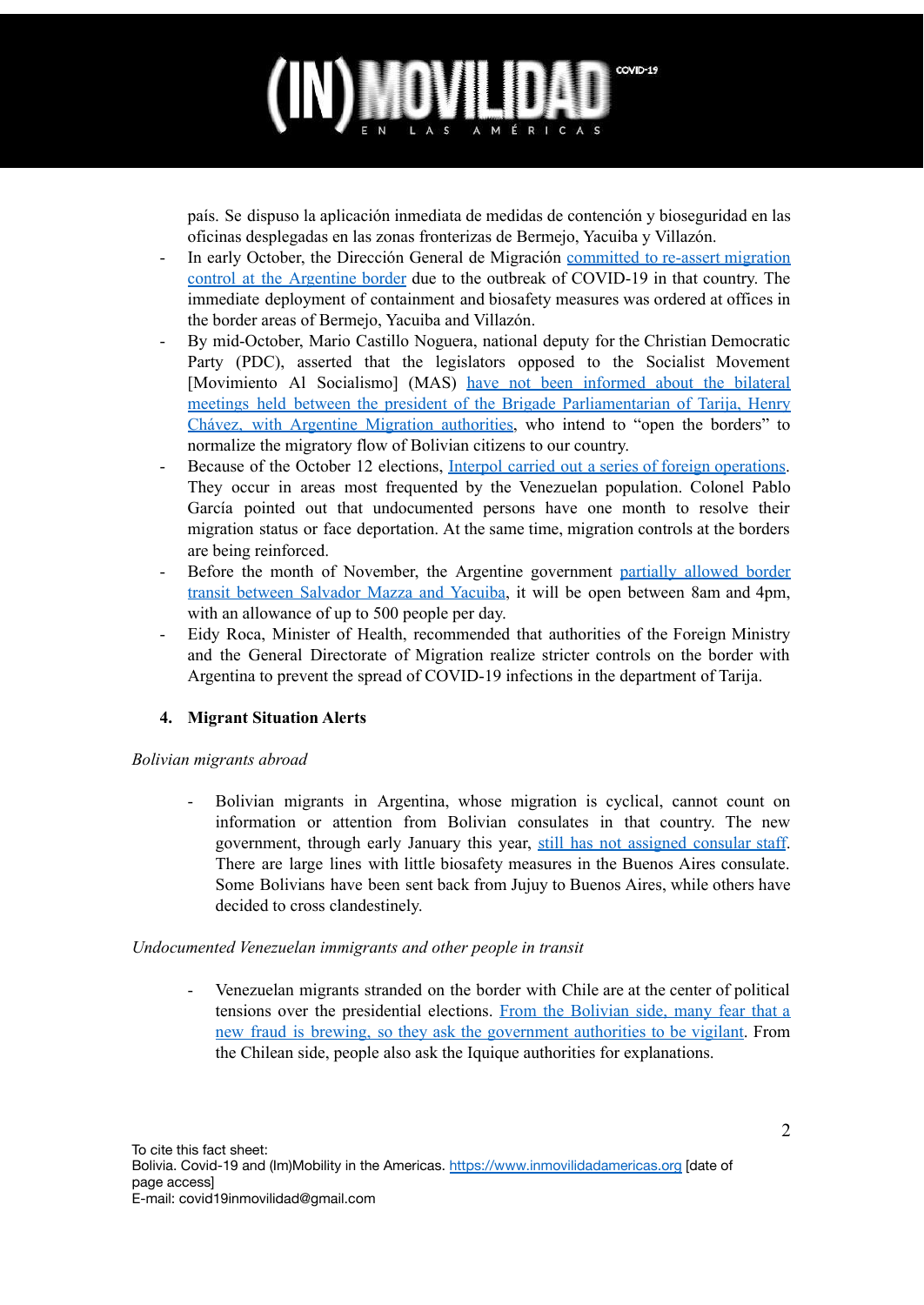país. Se dispuso la aplicación inmediata de medidas de contención y bioseguridad en las oficinas desplegadas en las zonas fronterizas de Bermejo, Yacuiba y Villazón.

- In early October, the Dirección General de Migración committed to re-assert migration control at the Argentine border due to the outbreak of COVID-19 in that country. The immediate deployment of containment and biosafety measures was ordered at offices in the border areas of Bermejo, Yacuiba and Villazón.
- By mid-October, Mario Castillo Noguera, national deputy for the Christian Democratic Party (PDC), asserted that the legislators opposed to the Socialist Movement [Movimiento Al Socialismo] (MAS) have not been informed about the bilateral meetings held between the president of the Brigade Parliamentarian of Tarija, Henry Chávez, with Argentine Migration authorities, who intend to "open the borders" to normalize the migratory flow of Bolivian citizens to our country.
- Because of the October 12 elections, Interpol carried out a series of foreign operations. They occur in areas most frequented by the Venezuelan population. Colonel Pablo García pointed out that undocumented persons have one month to resolve their migration status or face deportation. At the same time, migration controls at the borders are being reinforced.
- Before the month of November, the Argentine government partially allowed border transit between Salvador Mazza and Yacuiba, it will be open between 8am and 4pm, with an allowance of up to 500 people per day.
- Eidy Roca, Minister of Health, recommended that authorities of the Foreign Ministry and the General Directorate of Migration realize stricter controls on the border with Argentina to prevent the spread of COVID-19 infections in the department of Tarija.

## 4. Migrant Situation Alerts

*Bolivian migrants abroad*

- Bolivian migrants in Argentina, whose migration is cyclical, cannot count on information or attention from Bolivian consulates in that country. The new government, through early January this year, still has not assigned consular staff. There are large lines with little biosafety measures in the Buenos Aires consulate. Some Bolivians have been sent back from Jujuy to Buenos Aires, while others have decided to cross clandestinely.

*Undocumented Venezuelan immigrants and other people in transit*

- Venezuelan migrants stranded on the border with Chile are at the center of political tensions over the presidential elections. From the Bolivian side, many fear that a new fraud is brewing, so they ask the government authorities to be vigilant. From the Chilean side, people also ask the Iquique authorities for explanations.

To cite this fact sheet:
Bolivia. Covid-19 and (Im)Mobility in the Americas. https://www.inmovilidadamericas.org [date of page access]
E-mail: covid19inmovilidad@gmail.com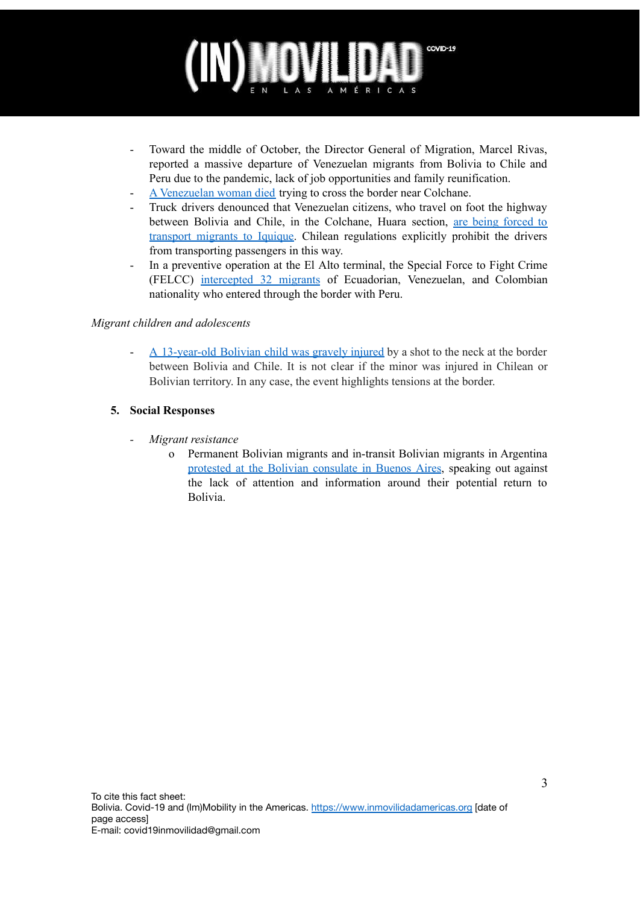- Toward the middle of October, the Director General of Migration, Marcel Rivas, reported a massive departure of Venezuelan migrants from Bolivia to Chile and Peru due to the pandemic, lack of job opportunities and family reunification.
- A Venezuelan woman died trying to cross the border near Colchane.
- Truck drivers denounced that Venezuelan citizens, who travel on foot the highway between Bolivia and Chile, in the Colchane, Huara section, are being forced to transport migrants to Iquique. Chilean regulations explicitly prohibit the drivers from transporting passengers in this way.
- In a preventive operation at the El Alto terminal, the Special Force to Fight Crime (FELCC) intercepted 32 migrants of Ecuadorian, Venezuelan, and Colombian nationality who entered through the border with Peru.

*Migrant children and adolescents*

- A 13-year-old Bolivian child was gravely injured by a shot to the neck at the border between Bolivia and Chile. It is not clear if the minor was injured in Chilean or Bolivian territory. In any case, the event highlights tensions at the border.

## 5. Social Responses

- *Migrant resistance*
  - Permanent Bolivian migrants and in-transit Bolivian migrants in Argentina protested at the Bolivian consulate in Buenos Aires, speaking out against the lack of attention and information around their potential return to Bolivia.

To cite this fact sheet:
Bolivia. Covid-19 and (Im)Mobility in the Americas. https://www.inmovilidadamericas.org [date of page access]
E-mail: covid19inmovilidad@gmail.com